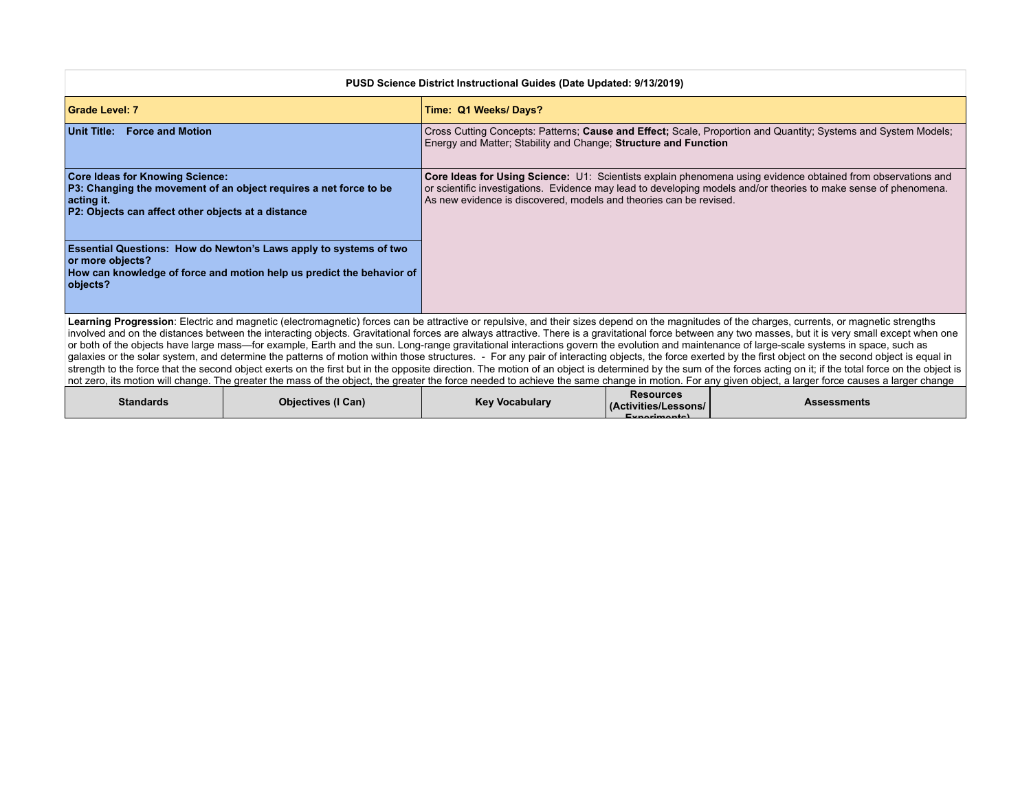**PUSD Science District Instructional Guides (Date Updated: 9/13/2019)**

| | |
|---|---|
| **Grade Level: 7** | **Time: Q1 Weeks/ Days?** |
| **Unit Title: Force and Motion** | Cross Cutting Concepts: Patterns; **Cause and Effect;** Scale, Proportion and Quantity; Systems and System Models; Energy and Matter; Stability and Change; **Structure and Function** |
| **Core Ideas for Knowing Science:**<br>**P3: Changing the movement of an object requires a net force to be acting it.**<br>**P2: Objects can affect other objects at a distance** | **Core Ideas for Using Science:** U1: Scientists explain phenomena using evidence obtained from observations and or scientific investigations. Evidence may lead to developing models and/or theories to make sense of phenomena. As new evidence is discovered, models and theories can be revised. |
| **Essential Questions: How do Newton's Laws apply to systems of two or more objects?**<br>**How can knowledge of force and motion help us predict the behavior of objects?** | |

**Learning Progression**: Electric and magnetic (electromagnetic) forces can be attractive or repulsive, and their sizes depend on the magnitudes of the charges, currents, or magnetic strengths involved and on the distances between the interacting objects. Gravitational forces are always attractive. There is a gravitational force between any two masses, but it is very small except when one or both of the objects have large mass—for example, Earth and the sun. Long-range gravitational interactions govern the evolution and maintenance of large-scale systems in space, such as galaxies or the solar system, and determine the patterns of motion within those structures. - For any pair of interacting objects, the force exerted by the first object on the second object is equal in strength to the force that the second object exerts on the first but in the opposite direction. The motion of an object is determined by the sum of the forces acting on it; if the total force on the object is not zero, its motion will change. The greater the mass of the object, the greater the force needed to achieve the same change in motion. For any given object, a larger force causes a larger change

| Standards | Objectives (I Can) | Key Vocabulary | Resources (Activities/Lessons/ Experiments) | Assessments |
|---|---|---|---|---|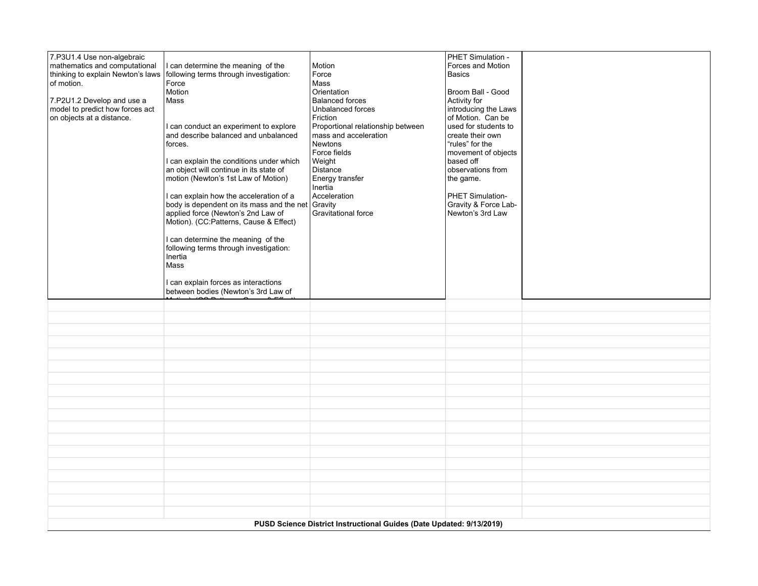| | | | | |
|---|---|---|---|---|
| 7.P3U1.4 Use non-algebraic mathematics and computational thinking to explain Newton's laws of motion.<br><br>7.P2U1.2 Develop and use a model to predict how forces act on objects at a distance. | I can determine the meaning of the following terms through investigation:<br>Force<br>Motion<br>Mass<br><br>I can conduct an experiment to explore and describe balanced and unbalanced forces.<br><br>I can explain the conditions under which an object will continue in its state of motion (Newton's 1st Law of Motion)<br><br>I can explain how the acceleration of a body is dependent on its mass and the net applied force (Newton's 2nd Law of Motion). (CC:Patterns, Cause & Effect)<br><br>I can determine the meaning of the following terms through investigation:<br>Inertia<br>Mass<br><br>I can explain forces as interactions between bodies (Newton's 3rd Law of Motion) (CC:Patterns, Cause & Effect) | Motion<br>Force<br>Mass<br>Orientation<br>Balanced forces<br>Unbalanced forces<br>Friction<br>Proportional relationship between mass and acceleration<br>Newtons<br>Force fields<br>Weight<br>Distance<br>Energy transfer<br>Inertia<br>Acceleration<br>Gravity<br>Gravitational force | PHET Simulation - Forces and Motion Basics<br><br>Broom Ball - Good Activity for introducing the Laws of Motion. Can be used for students to create their own "rules" for the movement of objects based off observations from the game.<br><br>PHET Simulation-Gravity & Force Lab-Newton's 3rd Law | |

**PUSD Science District Instructional Guides (Date Updated: 9/13/2019)**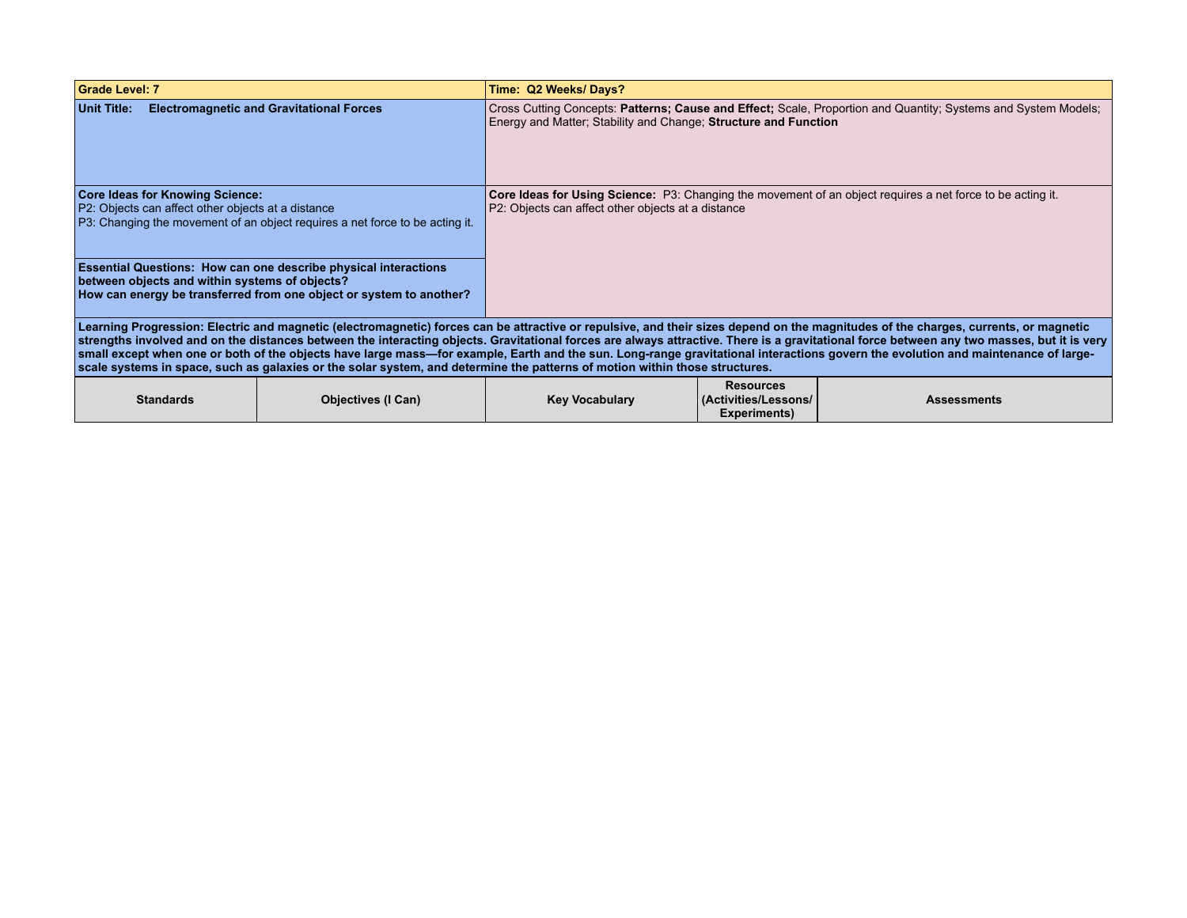| **Grade Level: 7** | | | | | **Time: Q2 Weeks/ Days?** |
|---|---|---|---|---|---|
| **Unit Title: Electromagnetic and Gravitational Forces** | | | Cross Cutting Concepts: **Patterns; Cause and Effect;** Scale, Proportion and Quantity; Systems and System Models; Energy and Matter; Stability and Change; **Structure and Function** | | |
| **Core Ideas for Knowing Science:**<br>P2: Objects can affect other objects at a distance<br>P3: Changing the movement of an object requires a net force to be acting it. | | | **Core Ideas for Using Science:** P3: Changing the movement of an object requires a net force to be acting it.<br>P2: Objects can affect other objects at a distance | | |
| **Essential Questions: How can one describe physical interactions between objects and within systems of objects?**<br>**How can energy be transferred from one object or system to another?** | | | | | |
| **Learning Progression: Electric and magnetic (electromagnetic) forces can be attractive or repulsive, and their sizes depend on the magnitudes of the charges, currents, or magnetic strengths involved and on the distances between the interacting objects. Gravitational forces are always attractive. There is a gravitational force between any two masses, but it is very small except when one or both of the objects have large mass—for example, Earth and the sun. Long-range gravitational interactions govern the evolution and maintenance of large-scale systems in space, such as galaxies or the solar system, and determine the patterns of motion within those structures.** | | | | | |
| **Standards** | **Objectives (I Can)** | | **Key Vocabulary** | **Resources (Activities/Lessons/ Experiments)** | **Assessments** |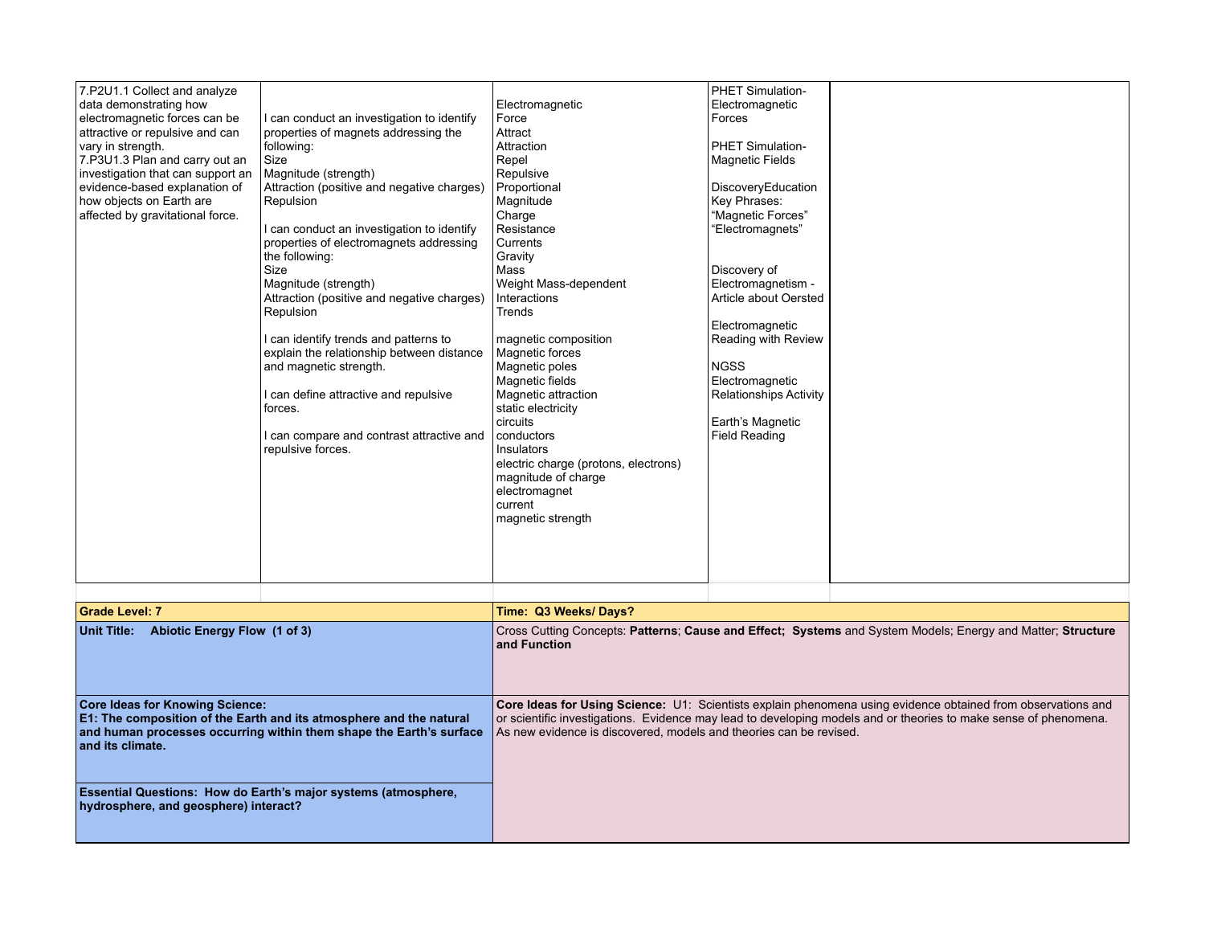| | | | | |
|---|---|---|---|---|
| 7.P2U1.1 Collect and analyze data demonstrating how electromagnetic forces can be attractive or repulsive and can vary in strength.<br>7.P3U1.3 Plan and carry out an investigation that can support an evidence-based explanation of how objects on Earth are affected by gravitational force. | I can conduct an investigation to identify properties of magnets addressing the following:<br>Size<br>Magnitude (strength)<br>Attraction (positive and negative charges)<br>Repulsion<br><br>I can conduct an investigation to identify properties of electromagnets addressing the following:<br>Size<br>Magnitude (strength)<br>Attraction (positive and negative charges)<br>Repulsion<br><br>I can identify trends and patterns to explain the relationship between distance and magnetic strength.<br><br>I can define attractive and repulsive forces.<br><br>I can compare and contrast attractive and repulsive forces. | Electromagnetic<br>Force<br>Attract<br>Attraction<br>Repel<br>Repulsive<br>Proportional<br>Magnitude<br>Charge<br>Resistance<br>Currents<br>Gravity<br>Mass<br>Weight Mass-dependent<br>Interactions<br>Trends<br><br>magnetic composition<br>Magnetic forces<br>Magnetic poles<br>Magnetic fields<br>Magnetic attraction<br>static electricity<br>circuits<br>conductors<br>Insulators<br>electric charge (protons, electrons)<br>magnitude of charge<br>electromagnet<br>current<br>magnetic strength | PHET Simulation- Electromagnetic Forces<br><br>PHET Simulation- Magnetic Fields<br><br>DiscoveryEducation Key Phrases: "Magnetic Forces" "Electromagnets"<br><br>Discovery of Electromagnetism - Article about Oersted<br><br>Electromagnetic Reading with Review<br><br>NGSS Electromagnetic Relationships Activity<br><br>Earth's Magnetic Field Reading | |

| | |
|---|---|
| **Grade Level: 7** | **Time: Q3 Weeks/ Days?** |
| **Unit Title: Abiotic Energy Flow (1 of 3)** | Cross Cutting Concepts: **Patterns**; **Cause and Effect; Systems** and System Models; Energy and Matter; **Structure and Function** |
| **Core Ideas for Knowing Science:**<br>**E1: The composition of the Earth and its atmosphere and the natural and human processes occurring within them shape the Earth's surface and its climate.**<br><br>**Essential Questions: How do Earth's major systems (atmosphere, hydrosphere, and geosphere) interact?** | **Core Ideas for Using Science:** U1: Scientists explain phenomena using evidence obtained from observations and or scientific investigations. Evidence may lead to developing models and or theories to make sense of phenomena. As new evidence is discovered, models and theories can be revised. |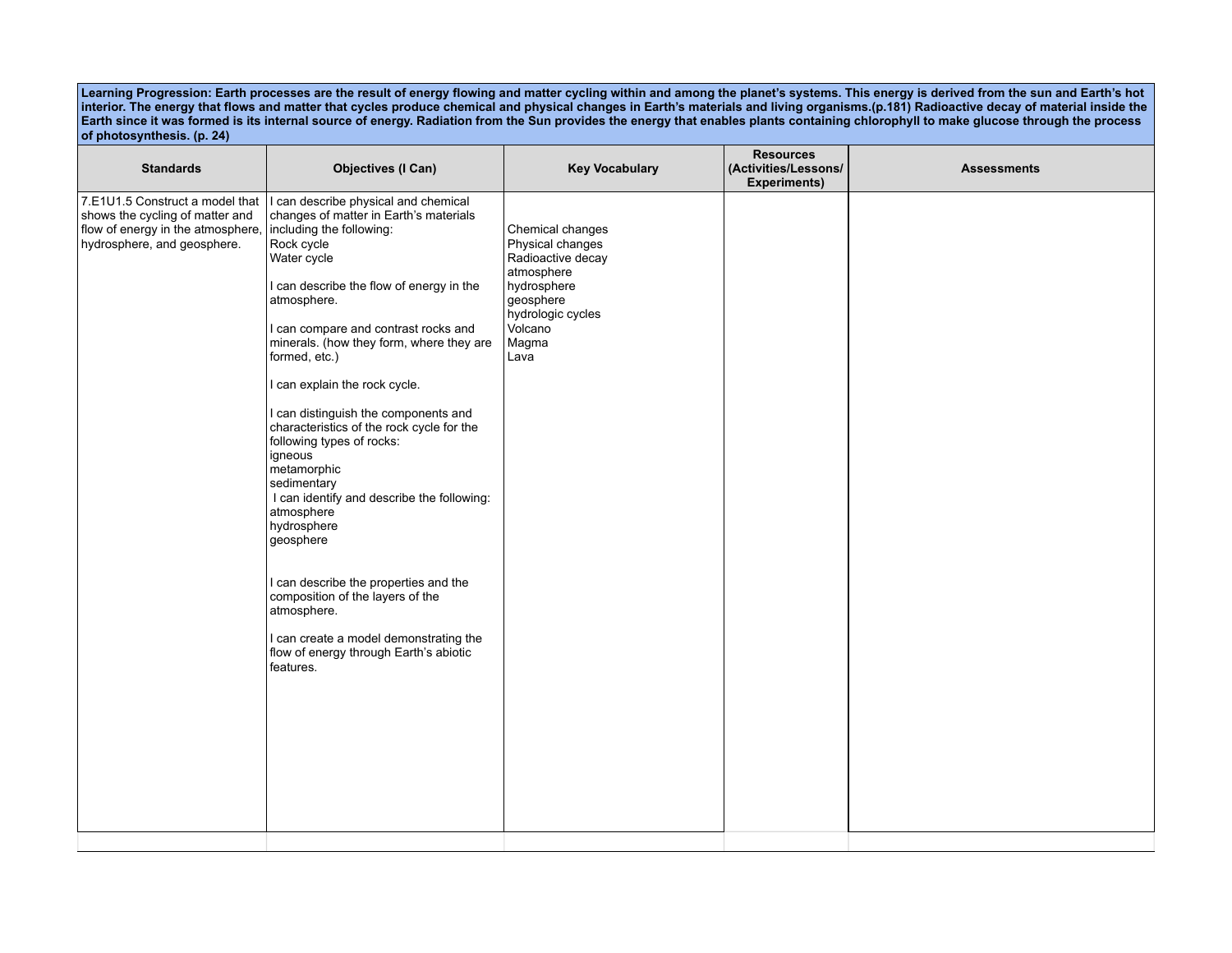| Learning Progression: Earth processes are the result of energy flowing and matter cycling within and among the planet's systems. This energy is derived from the sun and Earth's hot interior. The energy that flows and matter that cycles produce chemical and physical changes in Earth's materials and living organisms.(p.181) Radioactive decay of material inside the Earth since it was formed is its internal source of energy. Radiation from the Sun provides the energy that enables plants containing chlorophyll to make glucose through the process of photosynthesis. (p. 24) | | | | |
|---|---|---|---|---|
| **Standards** | **Objectives (I Can)** | **Key Vocabulary** | **Resources (Activities/Lessons/ Experiments)** | **Assessments** |
| 7.E1U1.5 Construct a model that shows the cycling of matter and flow of energy in the atmosphere, hydrosphere, and geosphere. | I can describe physical and chemical changes of matter in Earth's materials including the following:<br>Rock cycle<br>Water cycle<br><br>I can describe the flow of energy in the atmosphere.<br><br>I can compare and contrast rocks and minerals. (how they form, where they are formed, etc.)<br><br>I can explain the rock cycle.<br><br>I can distinguish the components and characteristics of the rock cycle for the following types of rocks:<br>igneous<br>metamorphic<br>sedimentary<br>I can identify and describe the following:<br>atmosphere<br>hydrosphere<br>geosphere<br><br>I can describe the properties and the composition of the layers of the atmosphere.<br><br>I can create a model demonstrating the flow of energy through Earth's abiotic features. | Chemical changes<br>Physical changes<br>Radioactive decay<br>atmosphere<br>hydrosphere<br>geosphere<br>hydrologic cycles<br>Volcano<br>Magma<br>Lava | | |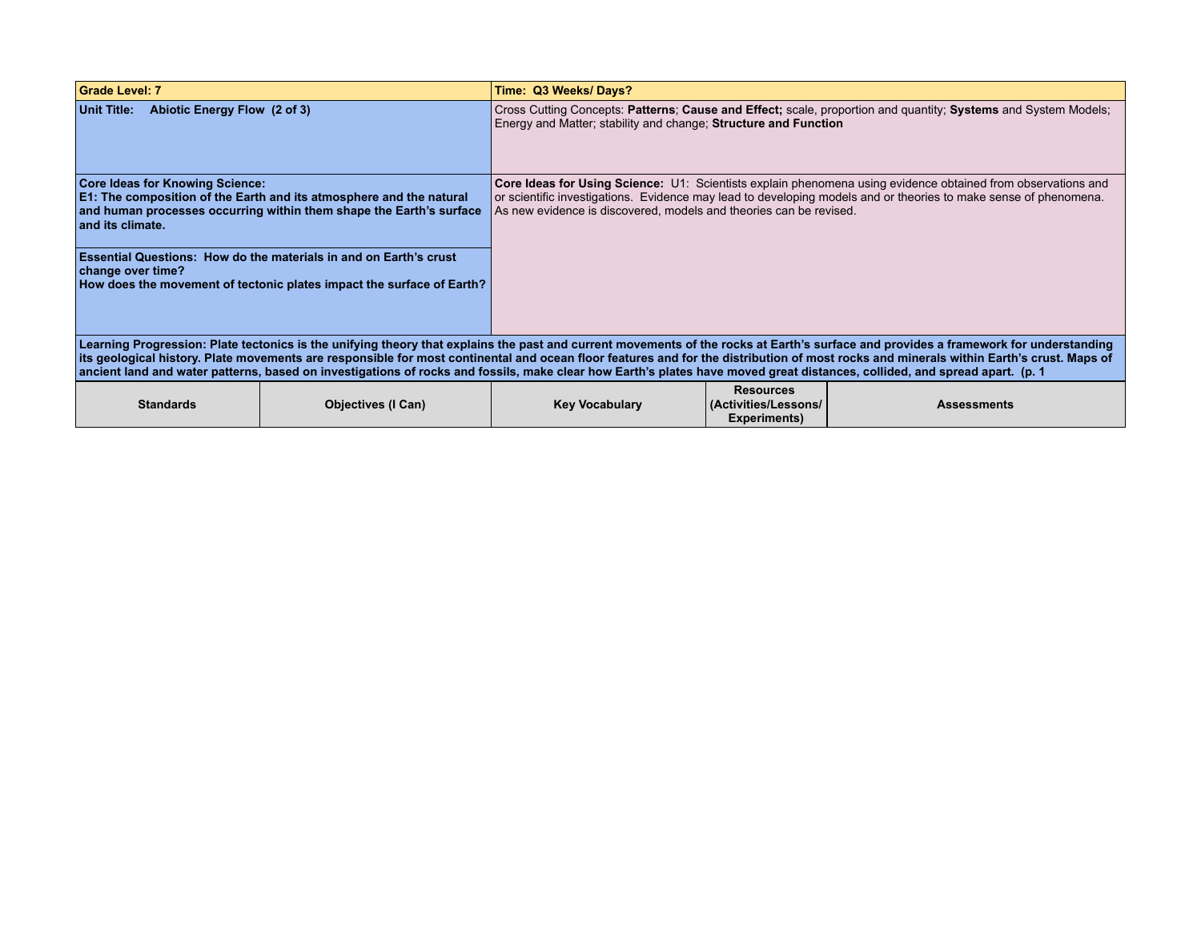| **Grade Level: 7** | | | **Time: Q3 Weeks/ Days?** | |
|---|---|---|---|---|
| **Unit Title: Abiotic Energy Flow (2 of 3)** | | | Cross Cutting Concepts: **Patterns**; **Cause and Effect;** scale, proportion and quantity; **Systems** and System Models; Energy and Matter; stability and change; **Structure and Function** | |
| **Core Ideas for Knowing Science:**<br>**E1: The composition of the Earth and its atmosphere and the natural and human processes occurring within them shape the Earth's surface and its climate.** | | | **Core Ideas for Using Science:** U1: Scientists explain phenomena using evidence obtained from observations and or scientific investigations. Evidence may lead to developing models and or theories to make sense of phenomena. As new evidence is discovered, models and theories can be revised. | |
| **Essential Questions: How do the materials in and on Earth's crust change over time?**<br>**How does the movement of tectonic plates impact the surface of Earth?** | | | | |
| **Learning Progression: Plate tectonics is the unifying theory that explains the past and current movements of the rocks at Earth's surface and provides a framework for understanding its geological history. Plate movements are responsible for most continental and ocean floor features and for the distribution of most rocks and minerals within Earth's crust. Maps of ancient land and water patterns, based on investigations of rocks and fossils, make clear how Earth's plates have moved great distances, collided, and spread apart. (p. 1** | | | | |
| **Standards** | **Objectives (I Can)** | **Key Vocabulary** | **Resources (Activities/Lessons/ Experiments)** | **Assessments** |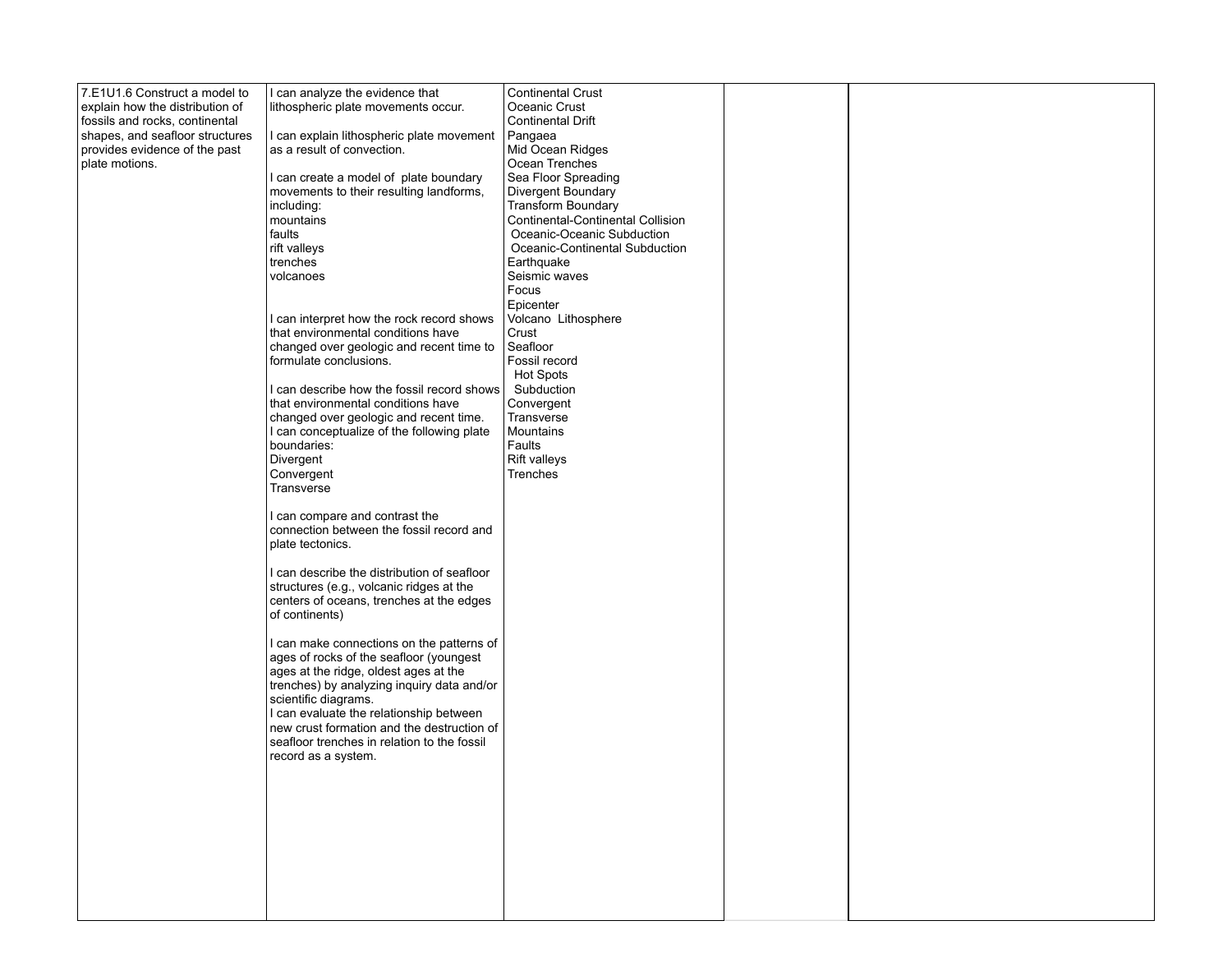| | | | | |
|---|---|---|---|---|
| 7.E1U1.6 Construct a model to explain how the distribution of fossils and rocks, continental shapes, and seafloor structures provides evidence of the past plate motions. | I can analyze the evidence that lithospheric plate movements occur.<br><br>I can explain lithospheric plate movement as a result of convection.<br><br>I can create a model of plate boundary movements to their resulting landforms, including:<br>mountains<br>faults<br>rift valleys<br>trenches<br>volcanoes<br><br>I can interpret how the rock record shows that environmental conditions have changed over geologic and recent time to formulate conclusions.<br><br>I can describe how the fossil record shows that environmental conditions have changed over geologic and recent time.<br>I can conceptualize of the following plate boundaries:<br>Divergent<br>Convergent<br>Transverse<br><br>I can compare and contrast the connection between the fossil record and plate tectonics.<br><br>I can describe the distribution of seafloor structures (e.g., volcanic ridges at the centers of oceans, trenches at the edges of continents)<br><br>I can make connections on the patterns of ages of rocks of the seafloor (youngest ages at the ridge, oldest ages at the trenches) by analyzing inquiry data and/or scientific diagrams.<br>I can evaluate the relationship between new crust formation and the destruction of seafloor trenches in relation to the fossil record as a system. | Continental Crust<br>Oceanic Crust<br>Continental Drift<br>Pangaea<br>Mid Ocean Ridges<br>Ocean Trenches<br>Sea Floor Spreading<br>Divergent Boundary<br>Transform Boundary<br>Continental-Continental Collision<br>Oceanic-Oceanic Subduction<br>Oceanic-Continental Subduction<br>Earthquake<br>Seismic waves<br>Focus<br>Epicenter<br>Volcano Lithosphere<br>Crust<br>Seafloor<br>Fossil record<br>Hot Spots<br>Subduction<br>Convergent<br>Transverse<br>Mountains<br>Faults<br>Rift valleys<br>Trenches | | |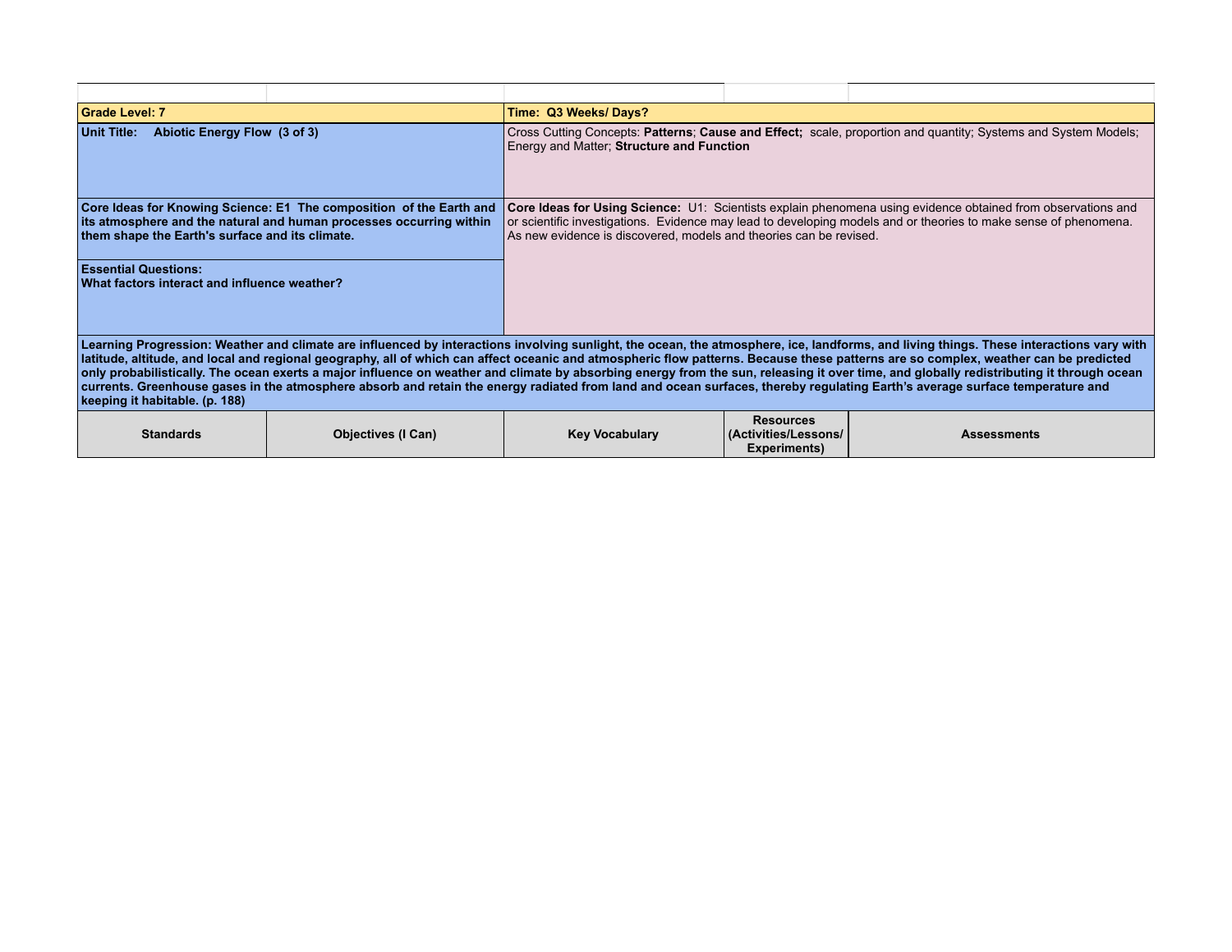| | | | | |
|---|---|---|---|---|
| **Grade Level: 7** | | **Time: Q3 Weeks/ Days?** | | |
| **Unit Title: Abiotic Energy Flow (3 of 3)** | | Cross Cutting Concepts: **Patterns**; **Cause and Effect;** scale, proportion and quantity; Systems and System Models; Energy and Matter; **Structure and Function** | | |
| **Core Ideas for Knowing Science: E1 The composition of the Earth and its atmosphere and the natural and human processes occurring within them shape the Earth's surface and its climate.** | | **Core Ideas for Using Science:** U1: Scientists explain phenomena using evidence obtained from observations and or scientific investigations. Evidence may lead to developing models and or theories to make sense of phenomena. As new evidence is discovered, models and theories can be revised. | | |
| **Essential Questions:**<br>**What factors interact and influence weather?** | | | | |
| **Learning Progression: Weather and climate are influenced by interactions involving sunlight, the ocean, the atmosphere, ice, landforms, and living things. These interactions vary with latitude, altitude, and local and regional geography, all of which can affect oceanic and atmospheric flow patterns. Because these patterns are so complex, weather can be predicted only probabilistically. The ocean exerts a major influence on weather and climate by absorbing energy from the sun, releasing it over time, and globally redistributing it through ocean currents. Greenhouse gases in the atmosphere absorb and retain the energy radiated from land and ocean surfaces, thereby regulating Earth's average surface temperature and keeping it habitable. (p. 188)** | | | | |
| **Standards** | **Objectives (I Can)** | **Key Vocabulary** | **Resources (Activities/Lessons/ Experiments)** | **Assessments** |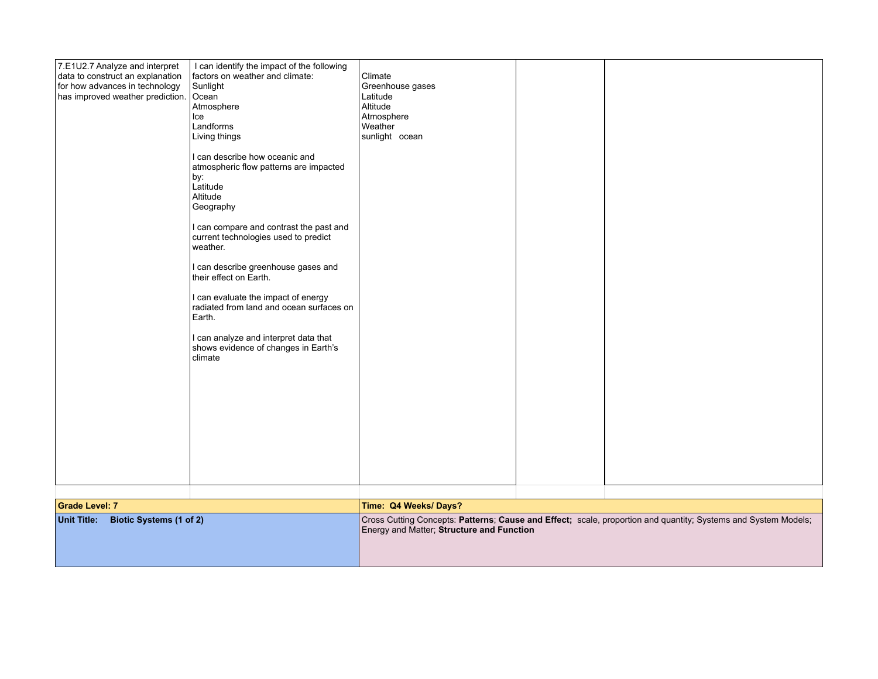| | | | | |
|---|---|---|---|---|
| 7.E1U2.7 Analyze and interpret data to construct an explanation for how advances in technology has improved weather prediction. | I can identify the impact of the following factors on weather and climate:<br>Sunlight<br>Ocean<br>Atmosphere<br>Ice<br>Landforms<br>Living things<br><br>I can describe how oceanic and atmospheric flow patterns are impacted by:<br>Latitude<br>Altitude<br>Geography<br><br>I can compare and contrast the past and current technologies used to predict weather.<br><br>I can describe greenhouse gases and their effect on Earth.<br><br>I can evaluate the impact of energy radiated from land and ocean surfaces on Earth.<br><br>I can analyze and interpret data that shows evidence of changes in Earth's climate | Climate<br>Greenhouse gases<br>Latitude<br>Altitude<br>Atmosphere<br>Weather<br>sunlight ocean | | |

| | |
|---|---|
| **Grade Level: 7** | **Time: Q4 Weeks/ Days?** |
| **Unit Title: Biotic Systems (1 of 2)** | Cross Cutting Concepts: **Patterns**; **Cause and Effect;** scale, proportion and quantity; Systems and System Models; Energy and Matter; **Structure and Function** |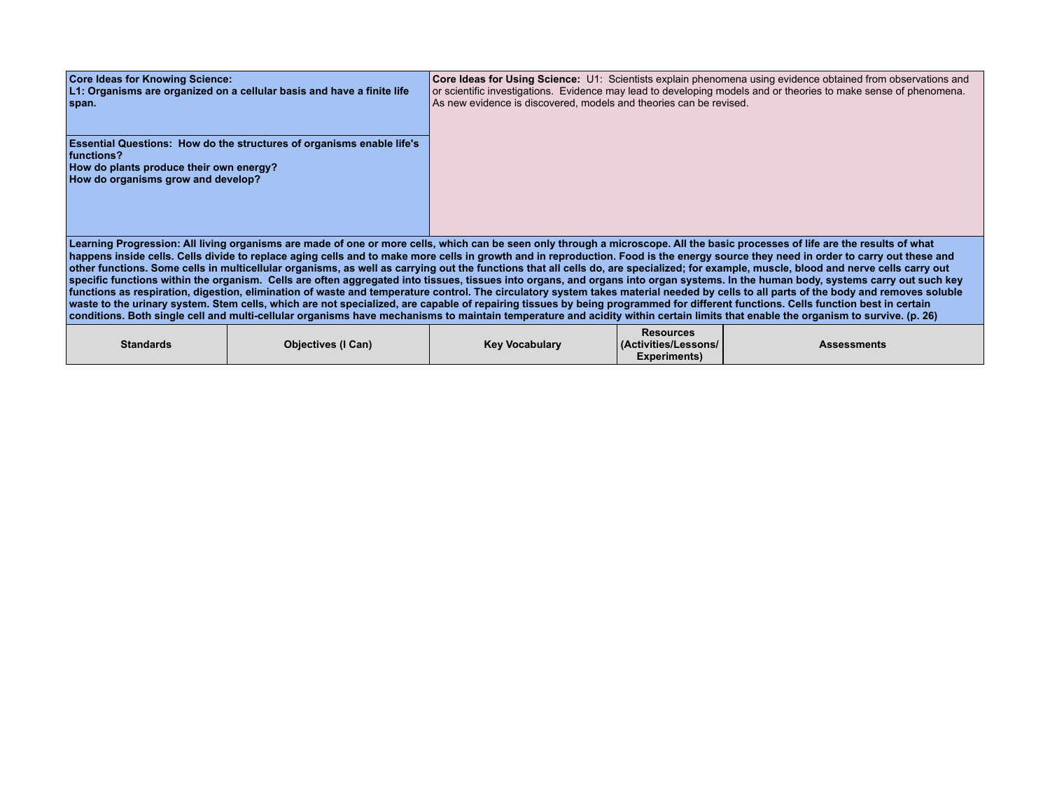| **Core Ideas for Knowing Science:**<br>**L1: Organisms are organized on a cellular basis and have a finite life span.** | | **Core Ideas for Using Science:** U1: Scientists explain phenomena using evidence obtained from observations and or scientific investigations. Evidence may lead to developing models and or theories to make sense of phenomena. As new evidence is discovered, models and theories can be revised. | | |
|---|---|---|---|---|
| **Essential Questions: How do the structures of organisms enable life's functions?**<br>**How do plants produce their own energy?**<br>**How do organisms grow and develop?** | | | | |
| **Learning Progression: All living organisms are made of one or more cells, which can be seen only through a microscope. All the basic processes of life are the results of what happens inside cells. Cells divide to replace aging cells and to make more cells in growth and in reproduction. Food is the energy source they need in order to carry out these and other functions. Some cells in multicellular organisms, as well as carrying out the functions that all cells do, are specialized; for example, muscle, blood and nerve cells carry out specific functions within the organism. Cells are often aggregated into tissues, tissues into organs, and organs into organ systems. In the human body, systems carry out such key functions as respiration, digestion, elimination of waste and temperature control. The circulatory system takes material needed by cells to all parts of the body and removes soluble waste to the urinary system. Stem cells, which are not specialized, are capable of repairing tissues by being programmed for different functions. Cells function best in certain conditions. Both single cell and multi-cellular organisms have mechanisms to maintain temperature and acidity within certain limits that enable the organism to survive. (p. 26)** | | | | |
| **Standards** | **Objectives (I Can)** | **Key Vocabulary** | **Resources (Activities/Lessons/ Experiments)** | **Assessments** |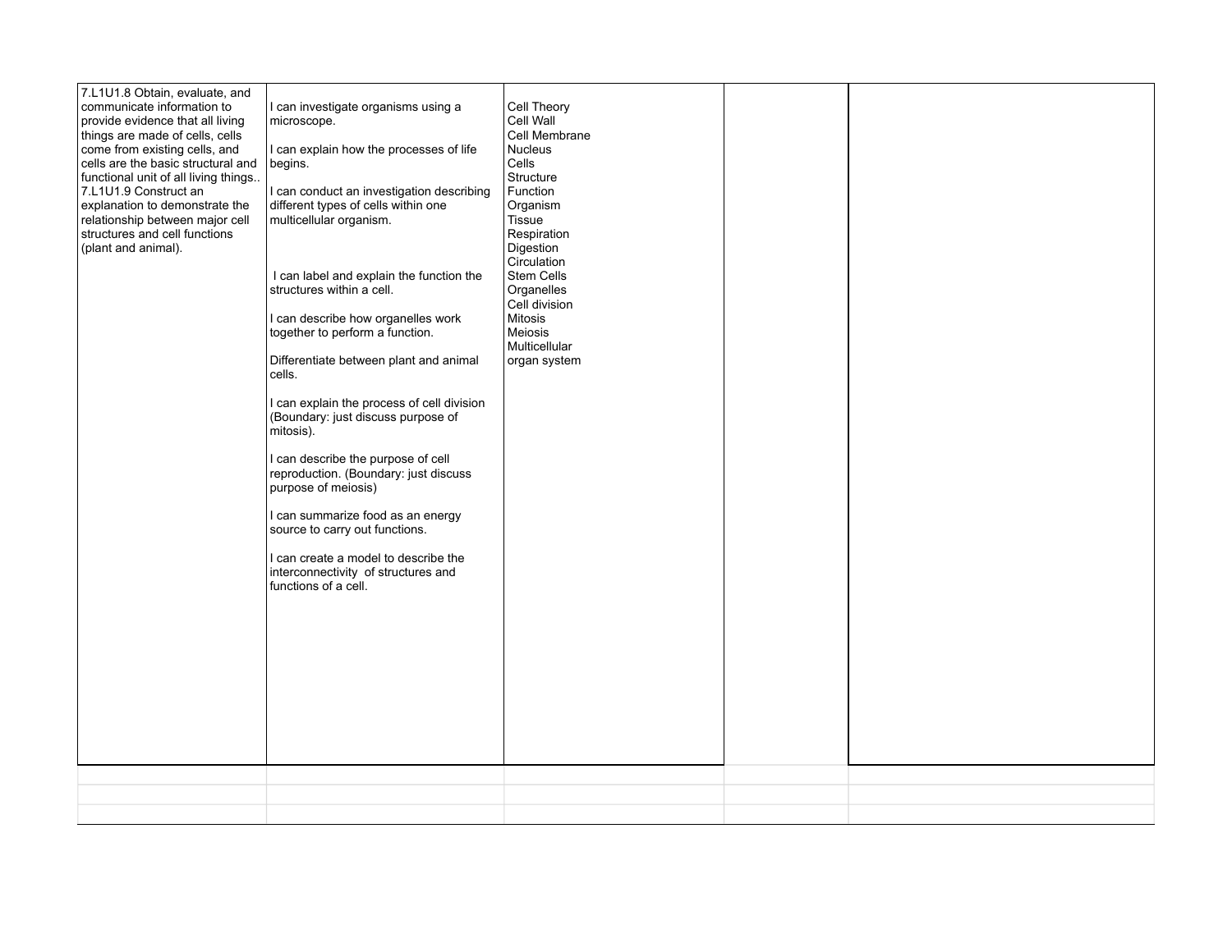| 7.L1U1.8 Obtain, evaluate, and communicate information to provide evidence that all living things are made of cells, cells come from existing cells, and cells are the basic structural and functional unit of all living things.. 7.L1U1.9 Construct an explanation to demonstrate the relationship between major cell structures and cell functions (plant and animal). | I can investigate organisms using a microscope.<br><br>I can explain how the processes of life begins.<br><br>I can conduct an investigation describing different types of cells within one multicellular organism.<br><br>I can label and explain the function the structures within a cell.<br><br>I can describe how organelles work together to perform a function.<br><br>Differentiate between plant and animal cells.<br><br>I can explain the process of cell division (Boundary: just discuss purpose of mitosis).<br><br>I can describe the purpose of cell reproduction. (Boundary: just discuss purpose of meiosis)<br><br>I can summarize food as an energy source to carry out functions.<br><br>I can create a model to describe the interconnectivity of structures and functions of a cell. | Cell Theory<br>Cell Wall<br>Cell Membrane<br>Nucleus<br>Cells<br>Structure<br>Function<br>Organism<br>Tissue<br>Respiration<br>Digestion<br>Circulation<br>Stem Cells<br>Organelles<br>Cell division<br>Mitosis<br>Meiosis<br>Multicellular<br>organ system | | |
|---|---|---|---|---|
| | | | | |
| | | | | |
| | | | | |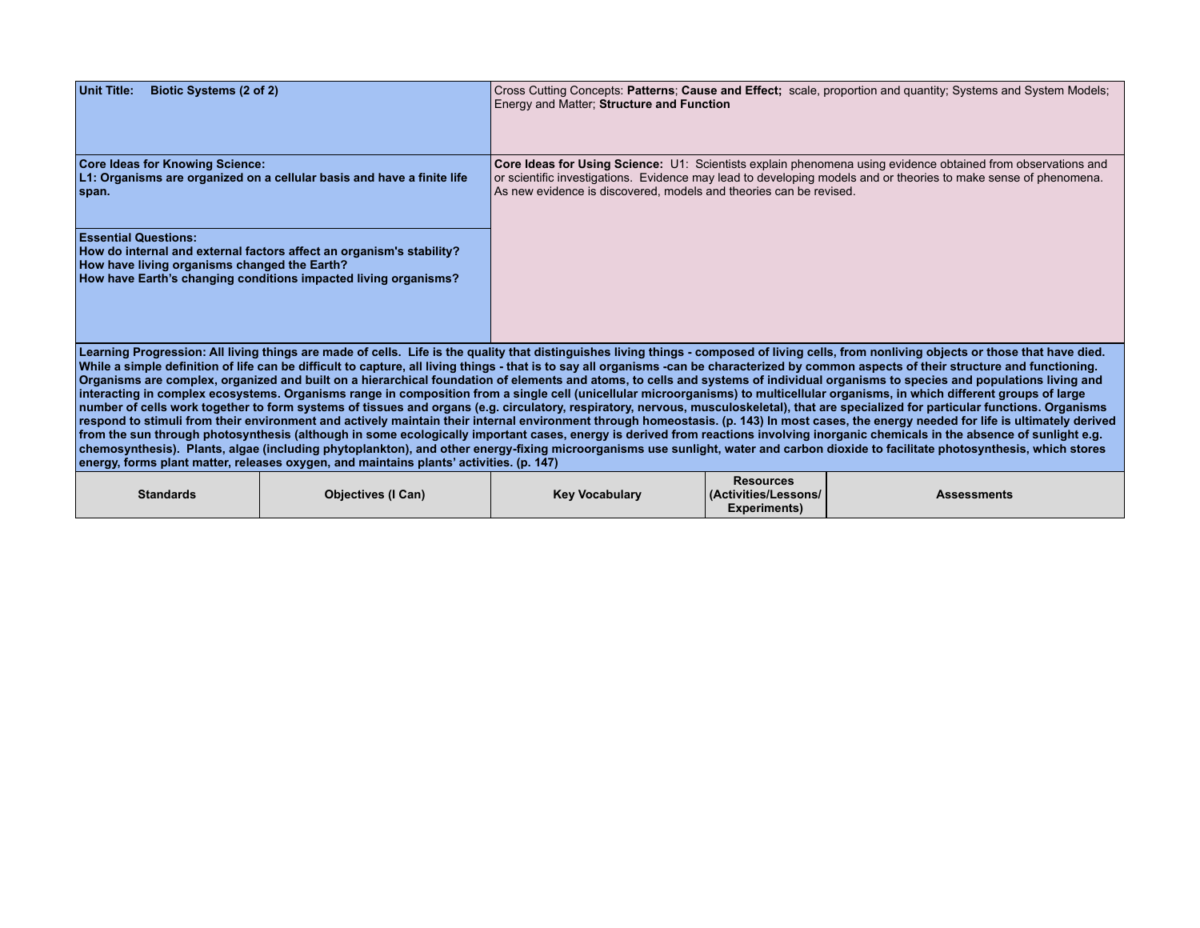| **Unit Title: Biotic Systems (2 of 2)** | Cross Cutting Concepts: **Patterns**; **Cause and Effect;** scale, proportion and quantity; Systems and System Models; Energy and Matter; **Structure and Function** |
|---|---|
| **Core Ideas for Knowing Science:**<br>**L1: Organisms are organized on a cellular basis and have a finite life span.** | **Core Ideas for Using Science:** U1: Scientists explain phenomena using evidence obtained from observations and or scientific investigations. Evidence may lead to developing models and or theories to make sense of phenomena. As new evidence is discovered, models and theories can be revised. |
| **Essential Questions:**<br>**How do internal and external factors affect an organism's stability?**<br>**How have living organisms changed the Earth?**<br>**How have Earth's changing conditions impacted living organisms?** | |

**Learning Progression: All living things are made of cells. Life is the quality that distinguishes living things - composed of living cells, from nonliving objects or those that have died. While a simple definition of life can be difficult to capture, all living things - that is to say all organisms -can be characterized by common aspects of their structure and functioning. Organisms are complex, organized and built on a hierarchical foundation of elements and atoms, to cells and systems of individual organisms to species and populations living and interacting in complex ecosystems. Organisms range in composition from a single cell (unicellular microorganisms) to multicellular organisms, in which different groups of large number of cells work together to form systems of tissues and organs (e.g. circulatory, respiratory, nervous, musculoskeletal), that are specialized for particular functions. Organisms respond to stimuli from their environment and actively maintain their internal environment through homeostasis. (p. 143) In most cases, the energy needed for life is ultimately derived from the sun through photosynthesis (although in some ecologically important cases, energy is derived from reactions involving inorganic chemicals in the absence of sunlight e.g. chemosynthesis). Plants, algae (including phytoplankton), and other energy-fixing microorganisms use sunlight, water and carbon dioxide to facilitate photosynthesis, which stores energy, forms plant matter, releases oxygen, and maintains plants' activities. (p. 147)**

| Standards | Objectives (I Can) | Key Vocabulary | Resources (Activities/Lessons/ Experiments) | Assessments |
|---|---|---|---|---|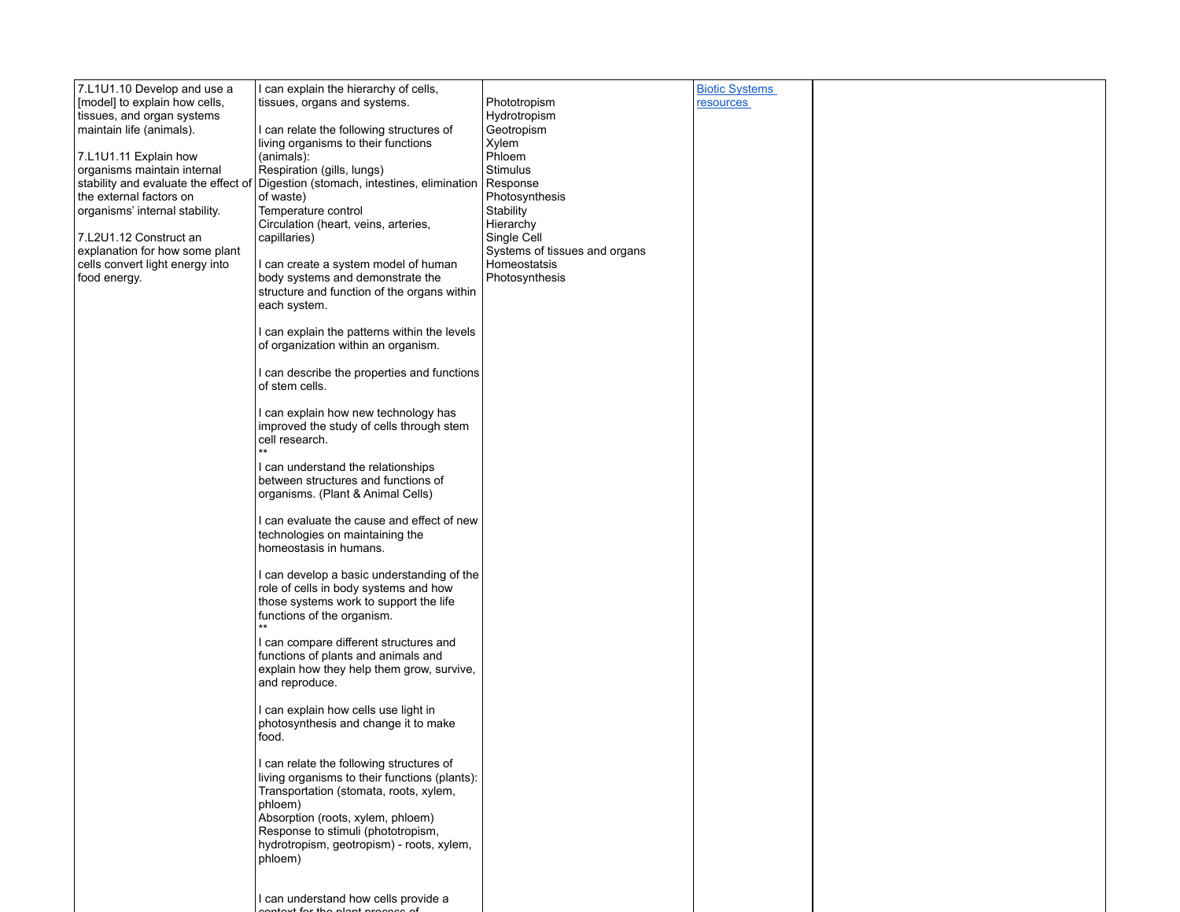| | | | | |
|---|---|---|---|---|
| 7.L1U1.10 Develop and use a [model] to explain how cells, tissues, and organ systems maintain life (animals).<br><br>7.L1U1.11 Explain how organisms maintain internal stability and evaluate the effect of the external factors on organisms' internal stability.<br><br>7.L2U1.12 Construct an explanation for how some plant cells convert light energy into food energy. | I can explain the hierarchy of cells, tissues, organs and systems.<br><br>I can relate the following structures of living organisms to their functions (animals):<br>Respiration (gills, lungs)<br>Digestion (stomach, intestines, elimination of waste)<br>Temperature control<br>Circulation (heart, veins, arteries, capillaries)<br><br>I can create a system model of human body systems and demonstrate the structure and function of the organs within each system.<br><br>I can explain the patterns within the levels of organization within an organism.<br><br>I can describe the properties and functions of stem cells.<br><br>I can explain how new technology has improved the study of cells through stem cell research.<br>**<br>I can understand the relationships between structures and functions of organisms. (Plant & Animal Cells)<br><br>I can evaluate the cause and effect of new technologies on maintaining the homeostasis in humans.<br><br>I can develop a basic understanding of the role of cells in body systems and how those systems work to support the life functions of the organism.<br>**<br>I can compare different structures and functions of plants and animals and explain how they help them grow, survive, and reproduce.<br><br>I can explain how cells use light in photosynthesis and change it to make food.<br><br>I can relate the following structures of living organisms to their functions (plants):<br>Transportation (stomata, roots, xylem, phloem)<br>Absorption (roots, xylem, phloem)<br>Response to stimuli (phototropism, hydrotropism, geotropism) - roots, xylem, phloem)<br><br><br>I can understand how cells provide a context for the plant process of | Phototropism<br>Hydrotropism<br>Geotropism<br>Xylem<br>Phloem<br>Stimulus<br>Response<br>Photosynthesis<br>Stability<br>Hierarchy<br>Single Cell<br>Systems of tissues and organs<br>Homeostatsis<br>Photosynthesis | Biotic Systems resources | |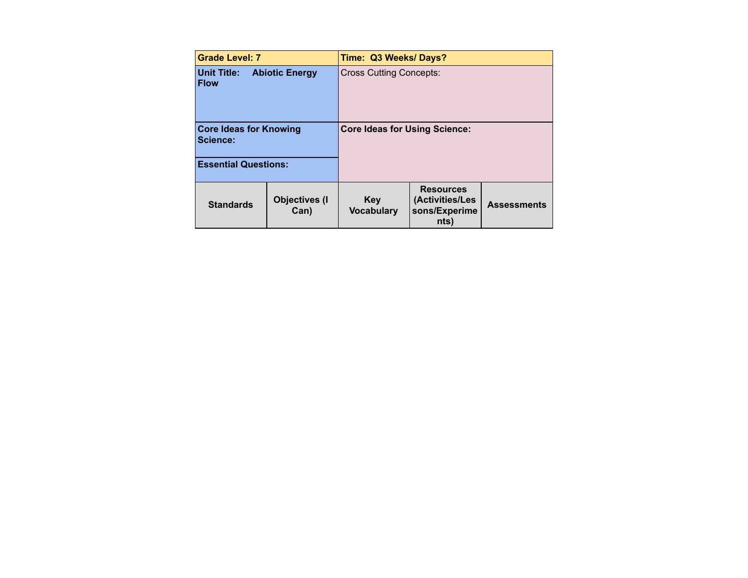| **Grade Level: 7** | | **Time: Q3 Weeks/ Days?** | | |
|---|---|---|---|---|
| **Unit Title: Abiotic Energy Flow** | | Cross Cutting Concepts: | | |
| **Core Ideas for Knowing Science:** | | **Core Ideas for Using Science:** | | |
| **Essential Questions:** | | | | |
| **Standards** | **Objectives (I Can)** | **Key Vocabulary** | **Resources (Activities/Lessons/Experiments)** | **Assessments** |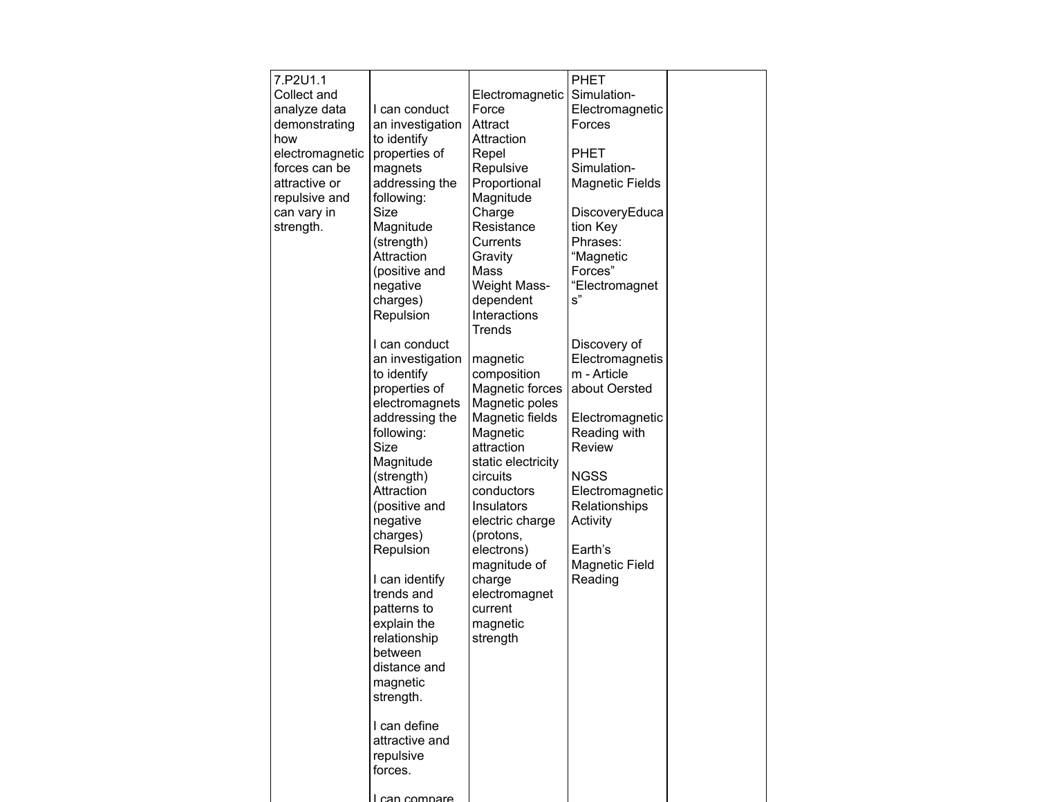| | | | | |
|---|---|---|---|---|
| 7.P2U1.1 Collect and analyze data demonstrating how electromagnetic forces can be attractive or repulsive and can vary in strength. | I can conduct an investigation to identify properties of magnets addressing the following:<br>Size<br>Magnitude (strength)<br>Attraction (positive and negative charges)<br>Repulsion<br><br>I can conduct an investigation to identify properties of electromagnets addressing the following:<br>Size<br>Magnitude (strength)<br>Attraction (positive and negative charges)<br>Repulsion<br><br>I can identify trends and patterns to explain the relationship between distance and magnetic strength.<br><br>I can define attractive and repulsive forces.<br><br>I can compare | Electromagnetic Force<br>Attract<br>Attraction<br>Repel<br>Repulsive<br>Proportional<br>Magnitude<br>Charge<br>Resistance<br>Currents<br>Gravity<br>Mass<br>Weight Mass-dependent Interactions<br>Trends<br><br>magnetic composition<br>Magnetic forces<br>Magnetic poles<br>Magnetic fields<br>Magnetic attraction<br>static electricity<br>circuits<br>conductors<br>Insulators<br>electric charge (protons, electrons)<br>magnitude of charge<br>electromagnet<br>current<br>magnetic strength | PHET Simulation-Electromagnetic Forces<br><br>PHET Simulation-Magnetic Fields<br><br>DiscoveryEducation Key Phrases: “Magnetic Forces” “Electromagnets”<br><br>Discovery of Electromagnetism - Article about Oersted<br><br>Electromagnetic Reading with Review<br><br>NGSS Electromagnetic Relationships Activity<br><br>Earth’s Magnetic Field Reading | |